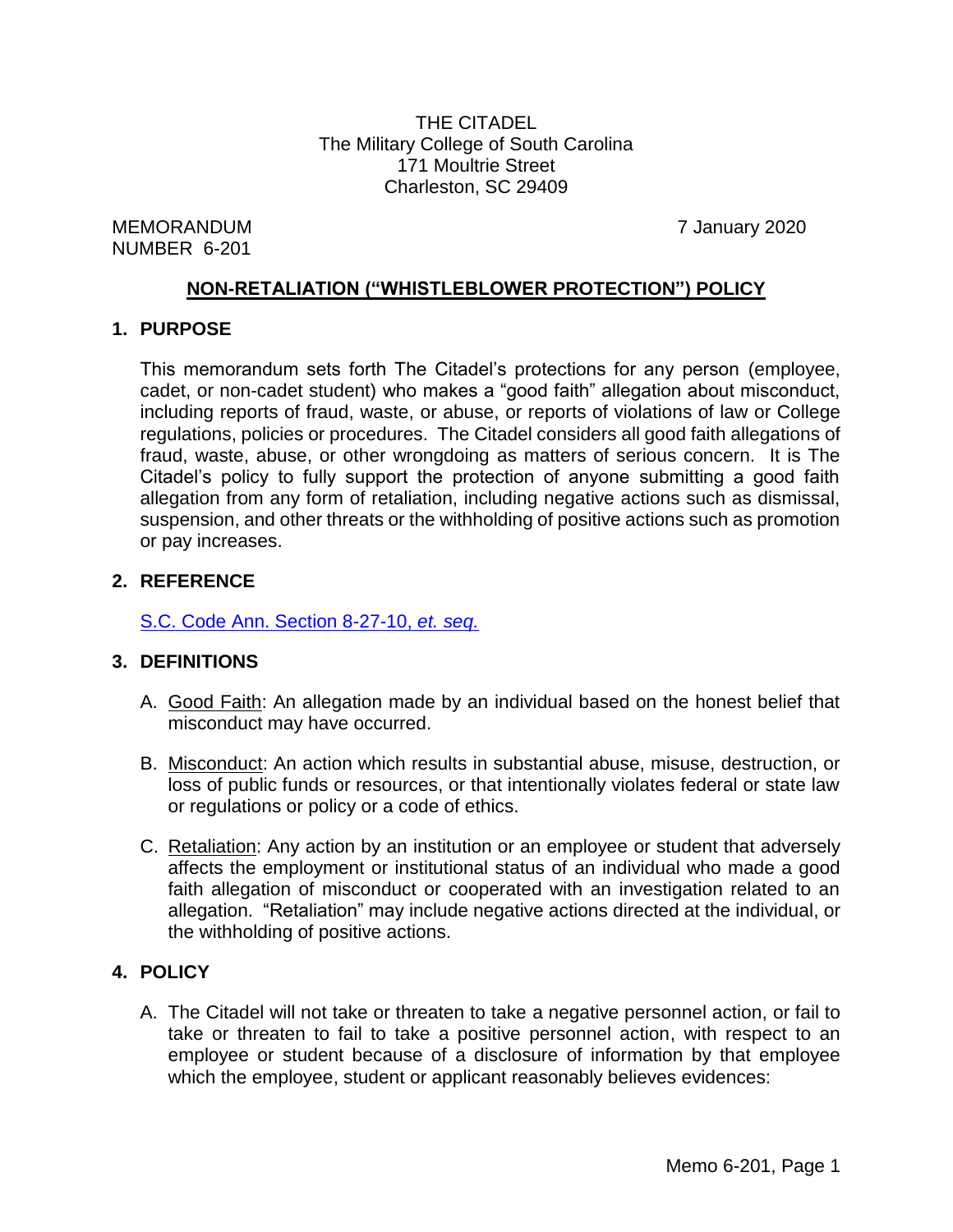THE CITADEL
The Military College of South Carolina
171 Moultrie Street
Charleston, SC 29409

MEMORANDUM
NUMBER 6-201

7 January 2020

## NON-RETALIATION ("WHISTLEBLOWER PROTECTION") POLICY

### 1. PURPOSE

This memorandum sets forth The Citadel's protections for any person (employee, cadet, or non-cadet student) who makes a "good faith" allegation about misconduct, including reports of fraud, waste, or abuse, or reports of violations of law or College regulations, policies or procedures. The Citadel considers all good faith allegations of fraud, waste, abuse, or other wrongdoing as matters of serious concern. It is The Citadel's policy to fully support the protection of anyone submitting a good faith allegation from any form of retaliation, including negative actions such as dismissal, suspension, and other threats or the withholding of positive actions such as promotion or pay increases.

### 2. REFERENCE

S.C. Code Ann. Section 8-27-10, *et. seq.*

### 3. DEFINITIONS

A. Good Faith: An allegation made by an individual based on the honest belief that misconduct may have occurred.

B. Misconduct: An action which results in substantial abuse, misuse, destruction, or loss of public funds or resources, or that intentionally violates federal or state law or regulations or policy or a code of ethics.

C. Retaliation: Any action by an institution or an employee or student that adversely affects the employment or institutional status of an individual who made a good faith allegation of misconduct or cooperated with an investigation related to an allegation. "Retaliation" may include negative actions directed at the individual, or the withholding of positive actions.

### 4. POLICY

A. The Citadel will not take or threaten to take a negative personnel action, or fail to take or threaten to fail to take a positive personnel action, with respect to an employee or student because of a disclosure of information by that employee which the employee, student or applicant reasonably believes evidences: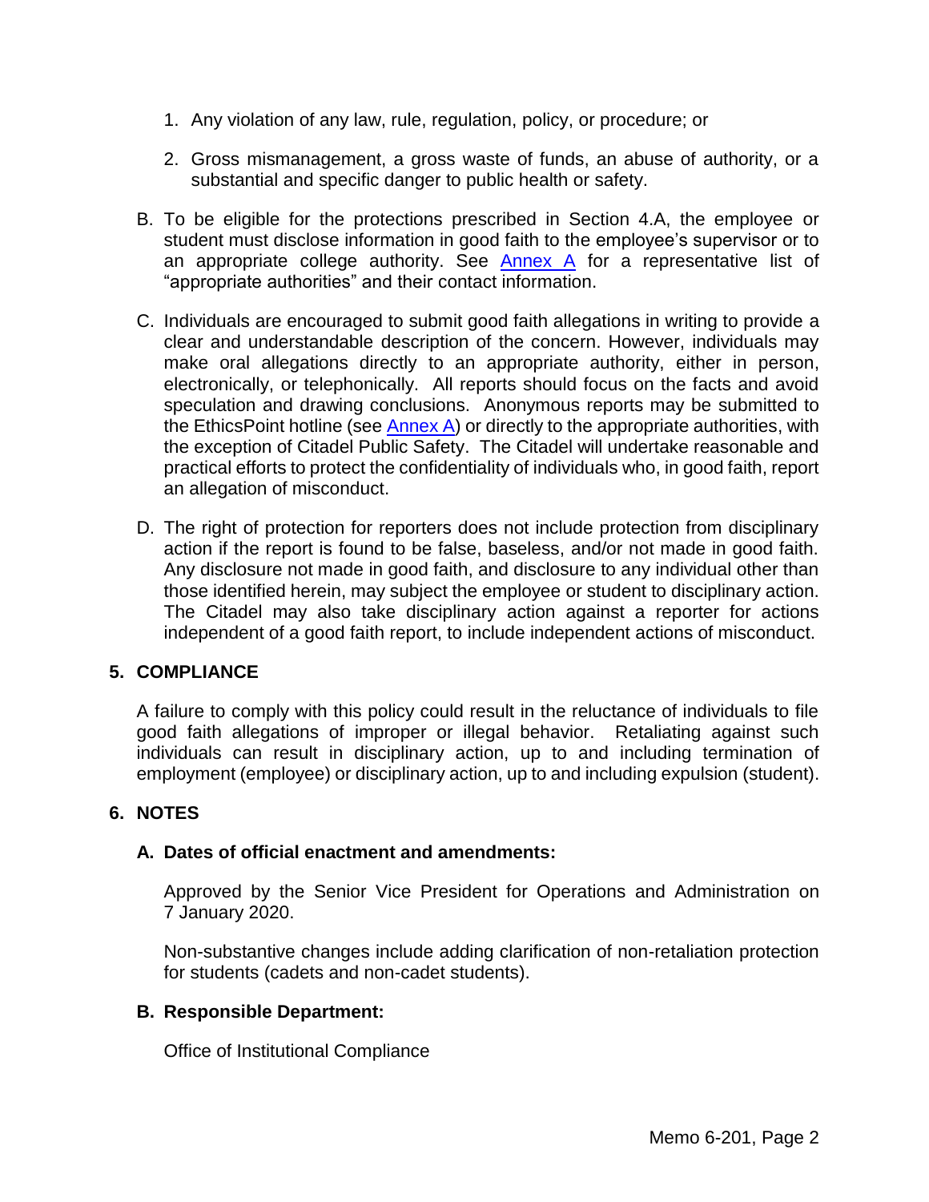1. Any violation of any law, rule, regulation, policy, or procedure; or

2. Gross mismanagement, a gross waste of funds, an abuse of authority, or a substantial and specific danger to public health or safety.

B. To be eligible for the protections prescribed in Section 4.A, the employee or student must disclose information in good faith to the employee's supervisor or to an appropriate college authority. See [Annex A](#) for a representative list of "appropriate authorities" and their contact information.

C. Individuals are encouraged to submit good faith allegations in writing to provide a clear and understandable description of the concern. However, individuals may make oral allegations directly to an appropriate authority, either in person, electronically, or telephonically. All reports should focus on the facts and avoid speculation and drawing conclusions. Anonymous reports may be submitted to the EthicsPoint hotline (see [Annex A](#)) or directly to the appropriate authorities, with the exception of Citadel Public Safety. The Citadel will undertake reasonable and practical efforts to protect the confidentiality of individuals who, in good faith, report an allegation of misconduct.

D. The right of protection for reporters does not include protection from disciplinary action if the report is found to be false, baseless, and/or not made in good faith. Any disclosure not made in good faith, and disclosure to any individual other than those identified herein, may subject the employee or student to disciplinary action. The Citadel may also take disciplinary action against a reporter for actions independent of a good faith report, to include independent actions of misconduct.

## 5. COMPLIANCE

A failure to comply with this policy could result in the reluctance of individuals to file good faith allegations of improper or illegal behavior. Retaliating against such individuals can result in disciplinary action, up to and including termination of employment (employee) or disciplinary action, up to and including expulsion (student).

## 6. NOTES

### A. Dates of official enactment and amendments:

Approved by the Senior Vice President for Operations and Administration on 7 January 2020.

Non-substantive changes include adding clarification of non-retaliation protection for students (cadets and non-cadet students).

### B. Responsible Department:

Office of Institutional Compliance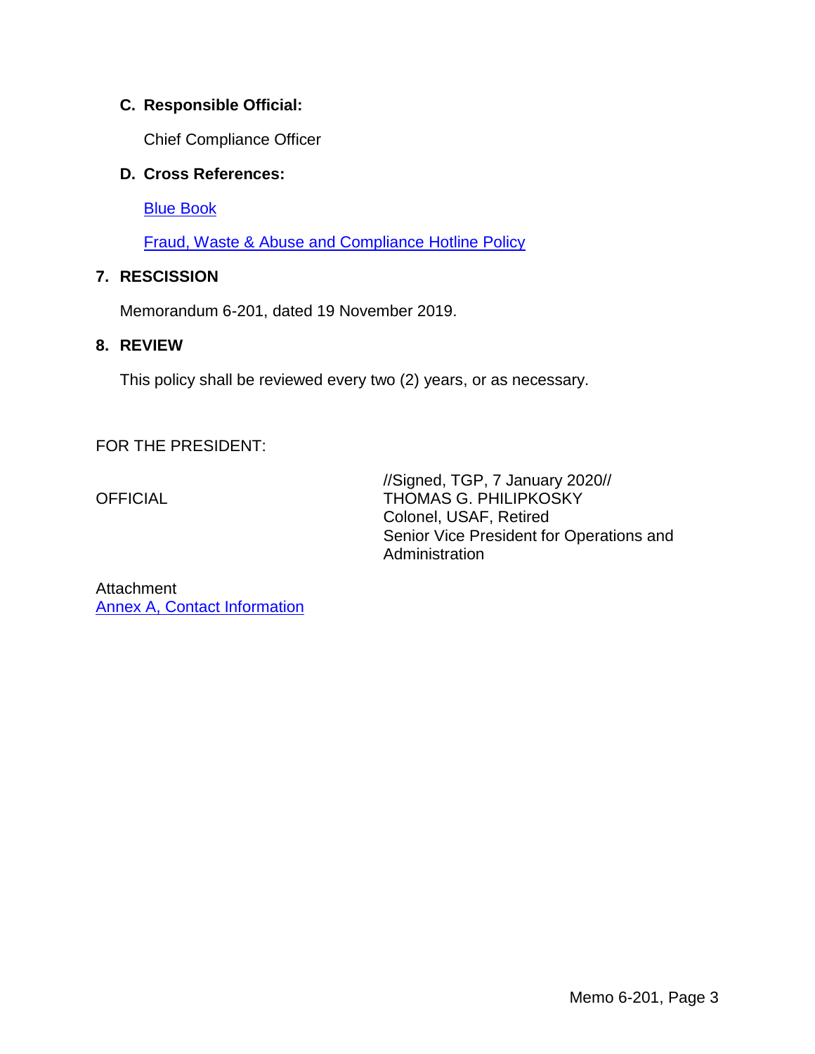### C. Responsible Official:

Chief Compliance Officer

### D. Cross References:

Blue Book

Fraud, Waste & Abuse and Compliance Hotline Policy

## 7. RESCISSION

Memorandum 6-201, dated 19 November 2019.

## 8. REVIEW

This policy shall be reviewed every two (2) years, or as necessary.

FOR THE PRESIDENT:

OFFICIAL

//Signed, TGP, 7 January 2020//
THOMAS G. PHILIPKOSKY
Colonel, USAF, Retired
Senior Vice President for Operations and Administration

Attachment
Annex A, Contact Information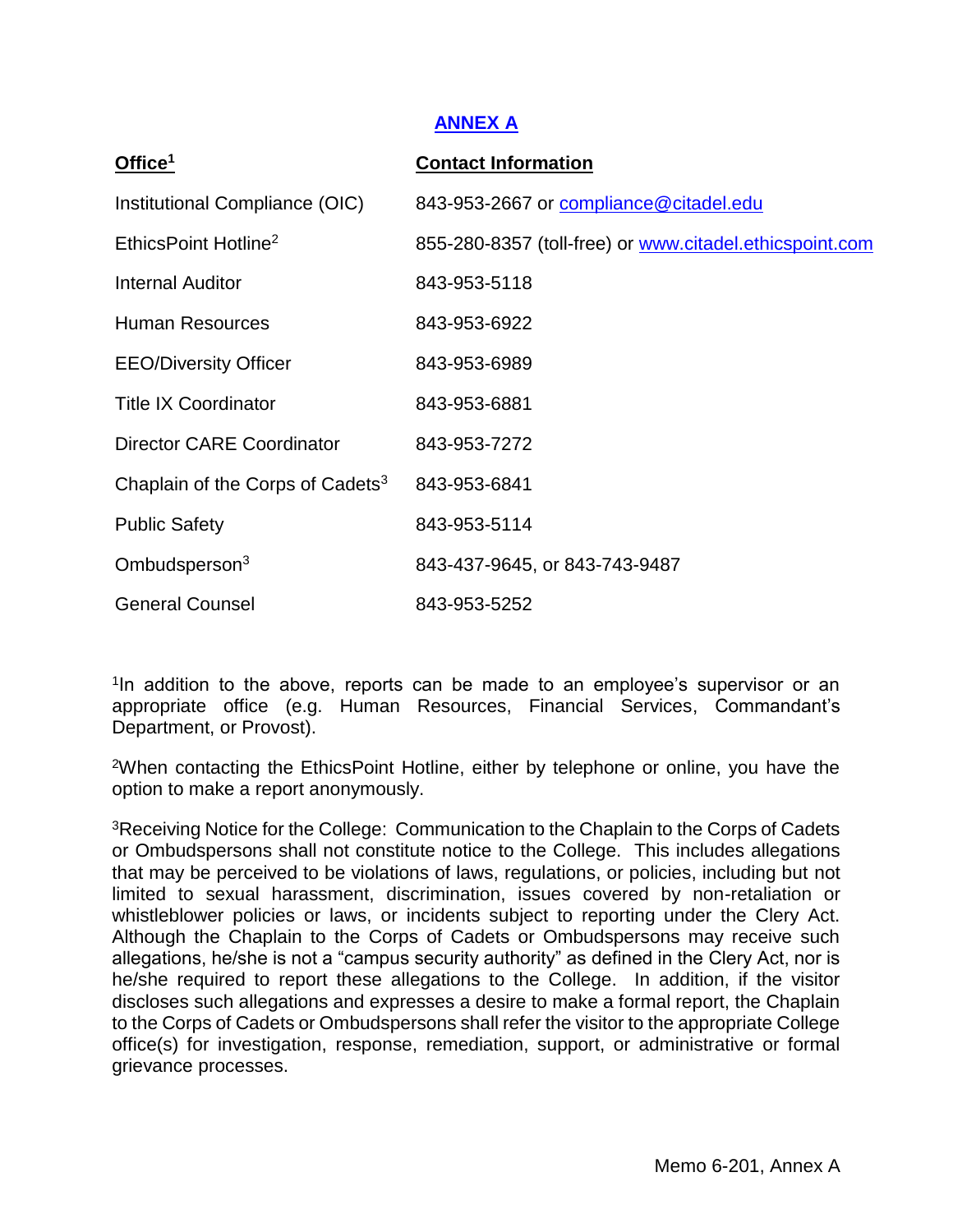## ANNEX A

| Office[1] | Contact Information |
|---|---|
| Institutional Compliance (OIC) | 843-953-2667 or compliance@citadel.edu |
| EthicsPoint Hotline[2] | 855-280-8357 (toll-free) or www.citadel.ethicspoint.com |
| Internal Auditor | 843-953-5118 |
| Human Resources | 843-953-6922 |
| EEO/Diversity Officer | 843-953-6989 |
| Title IX Coordinator | 843-953-6881 |
| Director CARE Coordinator | 843-953-7272 |
| Chaplain of the Corps of Cadets[3] | 843-953-6841 |
| Public Safety | 843-953-5114 |
| Ombudsperson[3] | 843-437-9645, or 843-743-9487 |
| General Counsel | 843-953-5252 |

[1]In addition to the above, reports can be made to an employee's supervisor or an appropriate office (e.g. Human Resources, Financial Services, Commandant's Department, or Provost).

[2]When contacting the EthicsPoint Hotline, either by telephone or online, you have the option to make a report anonymously.

[3]Receiving Notice for the College: Communication to the Chaplain to the Corps of Cadets or Ombudspersons shall not constitute notice to the College. This includes allegations that may be perceived to be violations of laws, regulations, or policies, including but not limited to sexual harassment, discrimination, issues covered by non-retaliation or whistleblower policies or laws, or incidents subject to reporting under the Clery Act. Although the Chaplain to the Corps of Cadets or Ombudspersons may receive such allegations, he/she is not a "campus security authority" as defined in the Clery Act, nor is he/she required to report these allegations to the College. In addition, if the visitor discloses such allegations and expresses a desire to make a formal report, the Chaplain to the Corps of Cadets or Ombudspersons shall refer the visitor to the appropriate College office(s) for investigation, response, remediation, support, or administrative or formal grievance processes.

Memo 6-201, Annex A